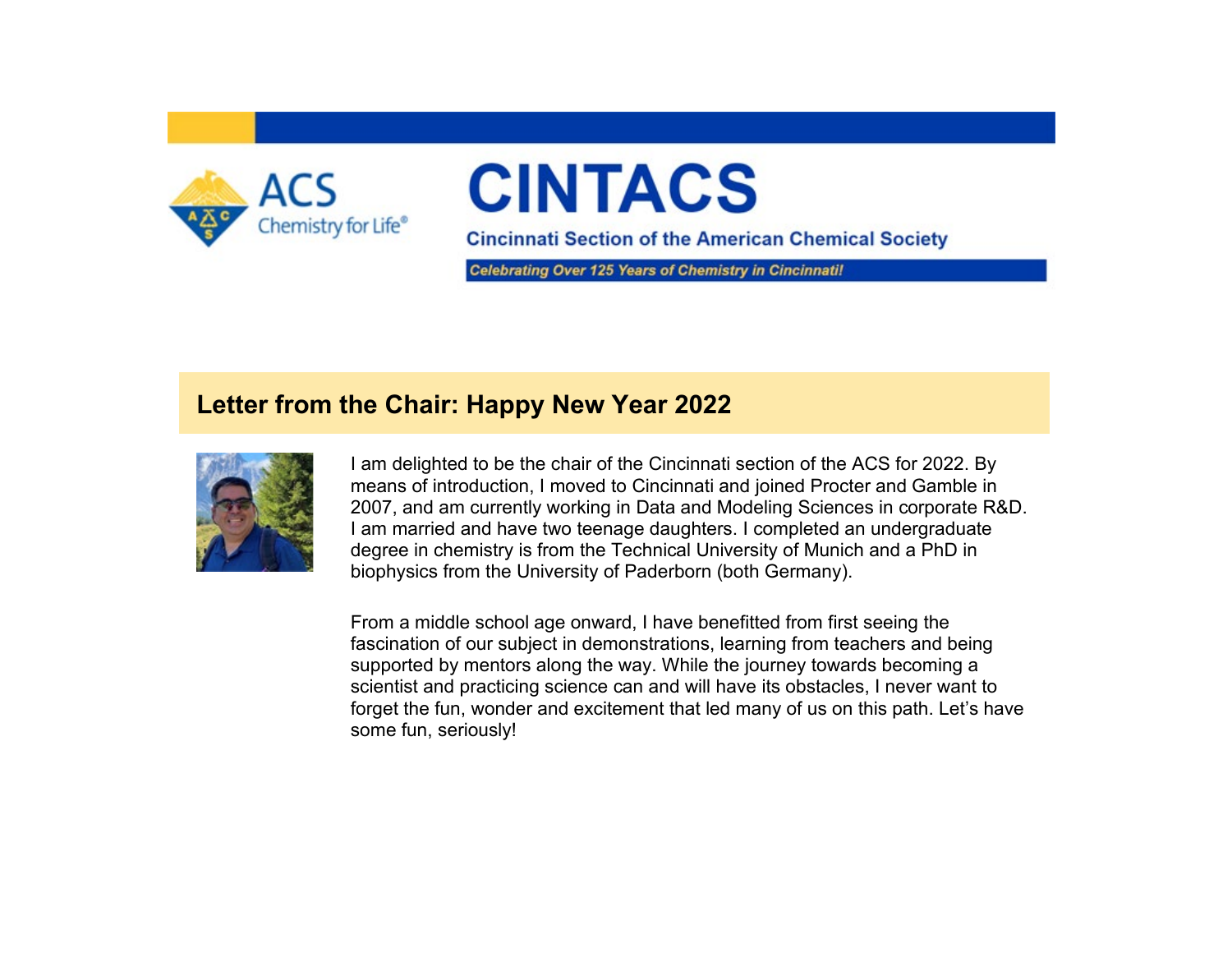# CINTACS

**Cincinnati Section of the American Chemical Society**

*Celebrating Over 125 Years of Chemistry in Cincinnati!*

## Letter from the Chair: Happy New Year 2022

I am delighted to be the chair of the Cincinnati section of the ACS for 2022. By means of introduction, I moved to Cincinnati and joined Procter and Gamble in 2007, and am currently working in Data and Modeling Sciences in corporate R&D. I am married and have two teenage daughters. I completed an undergraduate degree in chemistry is from the Technical University of Munich and a PhD in biophysics from the University of Paderborn (both Germany).

From a middle school age onward, I have benefitted from first seeing the fascination of our subject in demonstrations, learning from teachers and being supported by mentors along the way. While the journey towards becoming a scientist and practicing science can and will have its obstacles, I never want to forget the fun, wonder and excitement that led many of us on this path. Let's have some fun, seriously!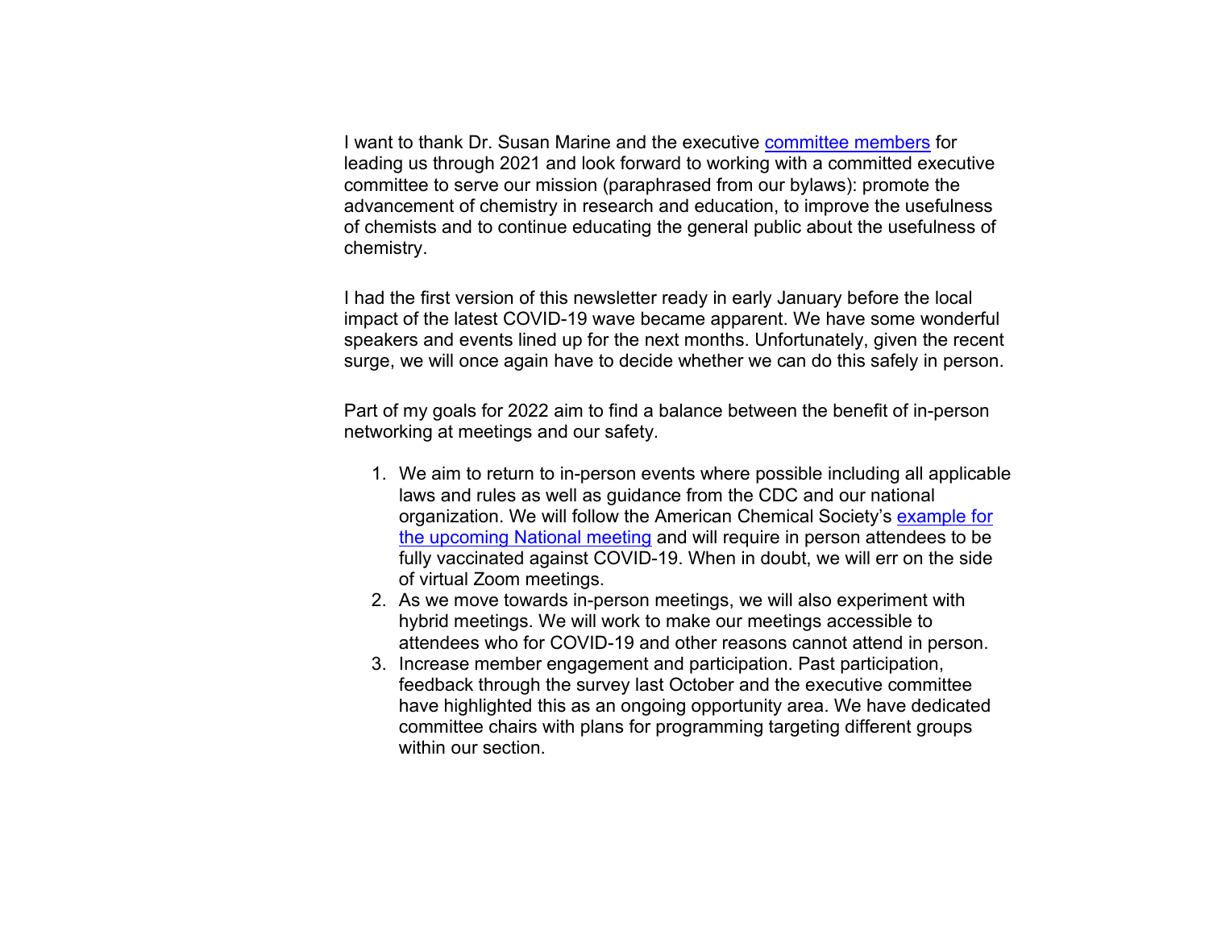I want to thank Dr. Susan Marine and the executive committee members for leading us through 2021 and look forward to working with a committed executive committee to serve our mission (paraphrased from our bylaws): promote the advancement of chemistry in research and education, to improve the usefulness of chemists and to continue educating the general public about the usefulness of chemistry.

I had the first version of this newsletter ready in early January before the local impact of the latest COVID-19 wave became apparent. We have some wonderful speakers and events lined up for the next months. Unfortunately, given the recent surge, we will once again have to decide whether we can do this safely in person.

Part of my goals for 2022 aim to find a balance between the benefit of in-person networking at meetings and our safety.

1. We aim to return to in-person events where possible including all applicable laws and rules as well as guidance from the CDC and our national organization. We will follow the American Chemical Society's example for the upcoming National meeting and will require in person attendees to be fully vaccinated against COVID-19. When in doubt, we will err on the side of virtual Zoom meetings.
2. As we move towards in-person meetings, we will also experiment with hybrid meetings. We will work to make our meetings accessible to attendees who for COVID-19 and other reasons cannot attend in person.
3. Increase member engagement and participation. Past participation, feedback through the survey last October and the executive committee have highlighted this as an ongoing opportunity area. We have dedicated committee chairs with plans for programming targeting different groups within our section.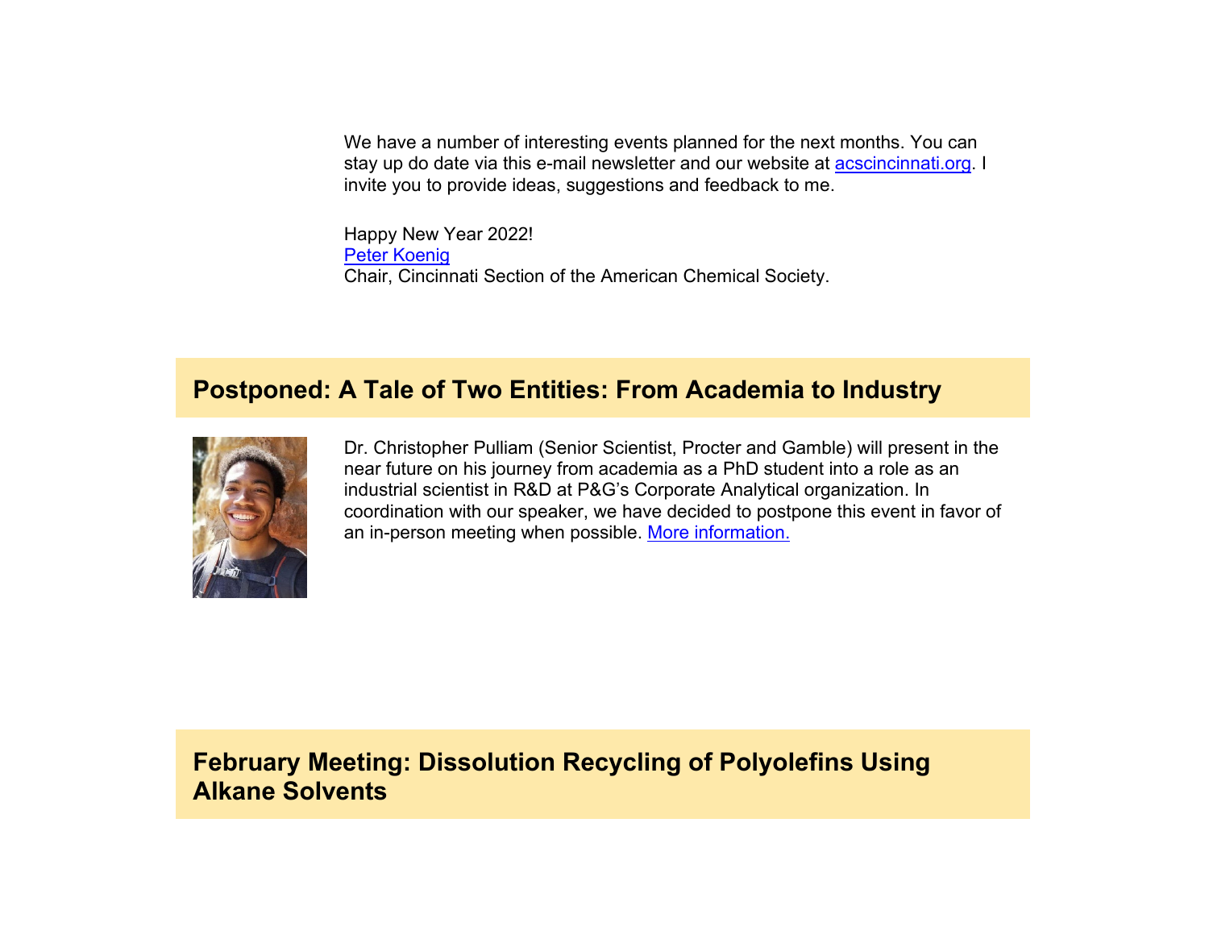We have a number of interesting events planned for the next months. You can stay up do date via this e-mail newsletter and our website at acscincinnati.org. I invite you to provide ideas, suggestions and feedback to me.

Happy New Year 2022!
Peter Koenig
Chair, Cincinnati Section of the American Chemical Society.

## Postponed: A Tale of Two Entities: From Academia to Industry

Dr. Christopher Pulliam (Senior Scientist, Procter and Gamble) will present in the near future on his journey from academia as a PhD student into a role as an industrial scientist in R&D at P&G's Corporate Analytical organization. In coordination with our speaker, we have decided to postpone this event in favor of an in-person meeting when possible. More information.

## February Meeting: Dissolution Recycling of Polyolefins Using Alkane Solvents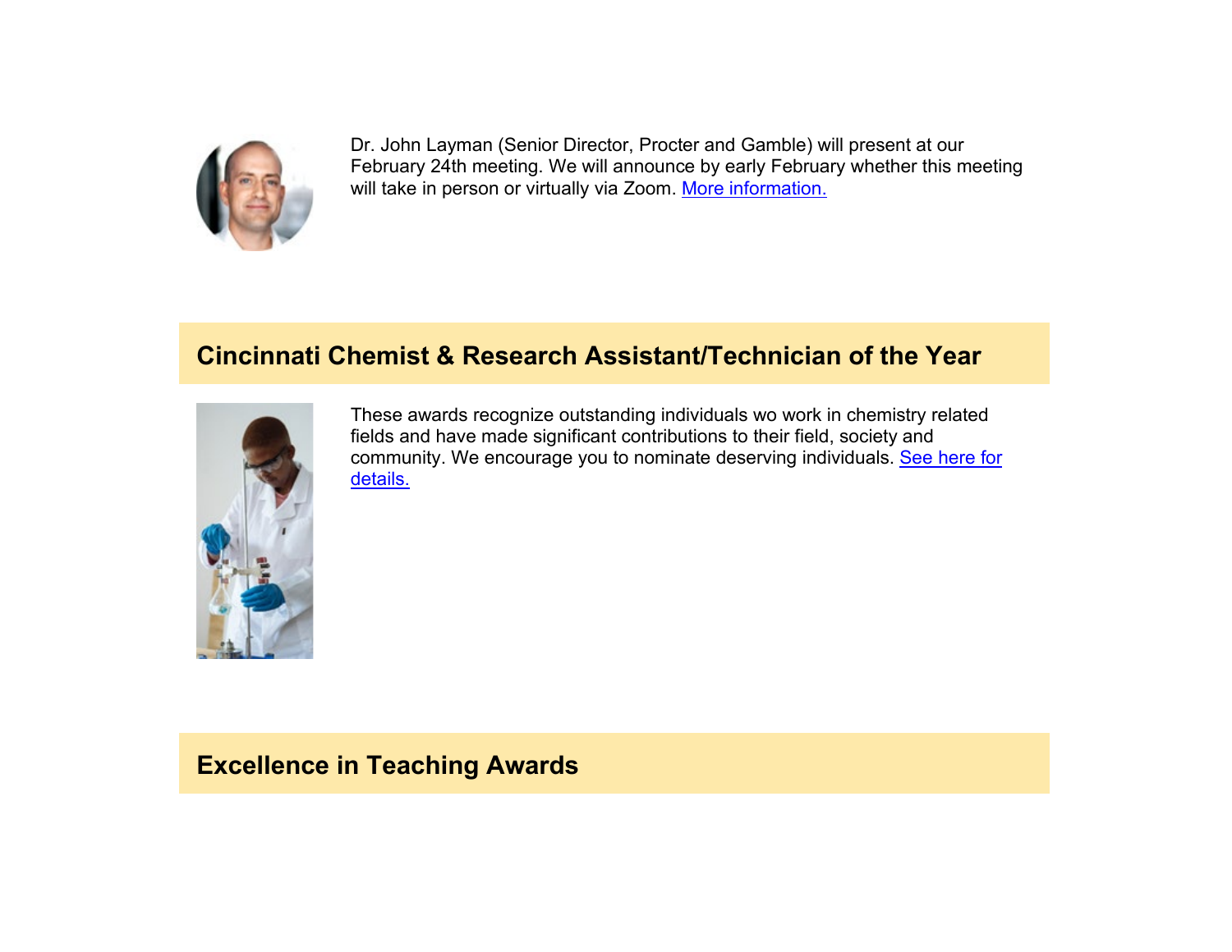Dr. John Layman (Senior Director, Procter and Gamble) will present at our February 24th meeting. We will announce by early February whether this meeting will take in person or virtually via Zoom. More information.

## Cincinnati Chemist & Research Assistant/Technician of the Year

These awards recognize outstanding individuals wo work in chemistry related fields and have made significant contributions to their field, society and community. We encourage you to nominate deserving individuals. See here for details.

## Excellence in Teaching Awards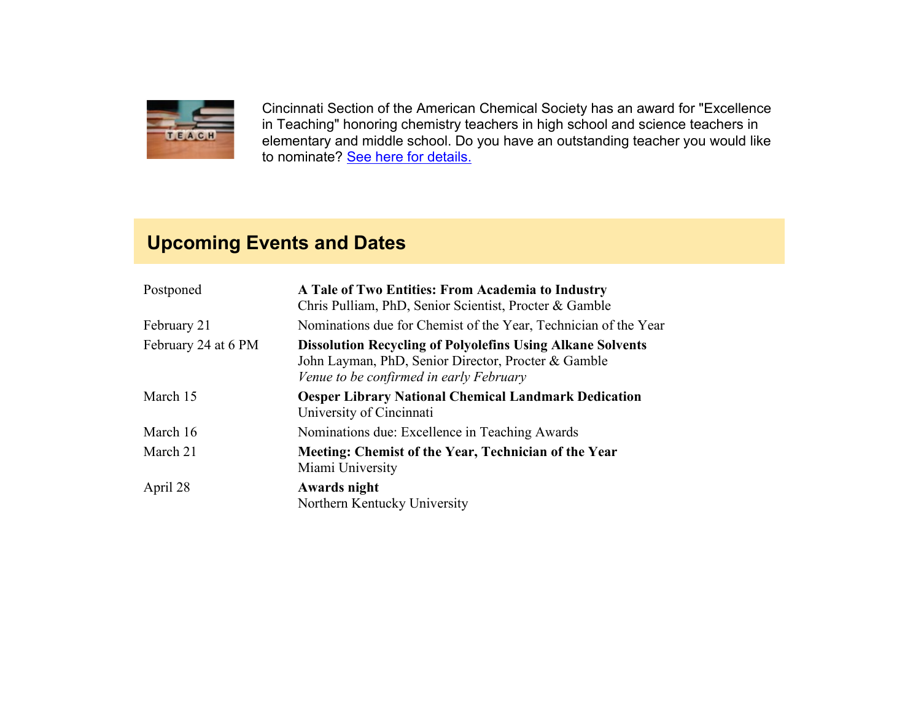Cincinnati Section of the American Chemical Society has an award for "Excellence in Teaching" honoring chemistry teachers in high school and science teachers in elementary and middle school. Do you have an outstanding teacher you would like to nominate? See here for details.

## Upcoming Events and Dates

| | |
|---|---|
| Postponed | **A Tale of Two Entities: From Academia to Industry**<br>Chris Pulliam, PhD, Senior Scientist, Procter & Gamble |
| February 21 | Nominations due for Chemist of the Year, Technician of the Year |
| February 24 at 6 PM | **Dissolution Recycling of Polyolefins Using Alkane Solvents**<br>John Layman, PhD, Senior Director, Procter & Gamble<br>*Venue to be confirmed in early February* |
| March 15 | **Oesper Library National Chemical Landmark Dedication**<br>University of Cincinnati |
| March 16 | Nominations due: Excellence in Teaching Awards |
| March 21 | **Meeting: Chemist of the Year, Technician of the Year**<br>Miami University |
| April 28 | **Awards night**<br>Northern Kentucky University |